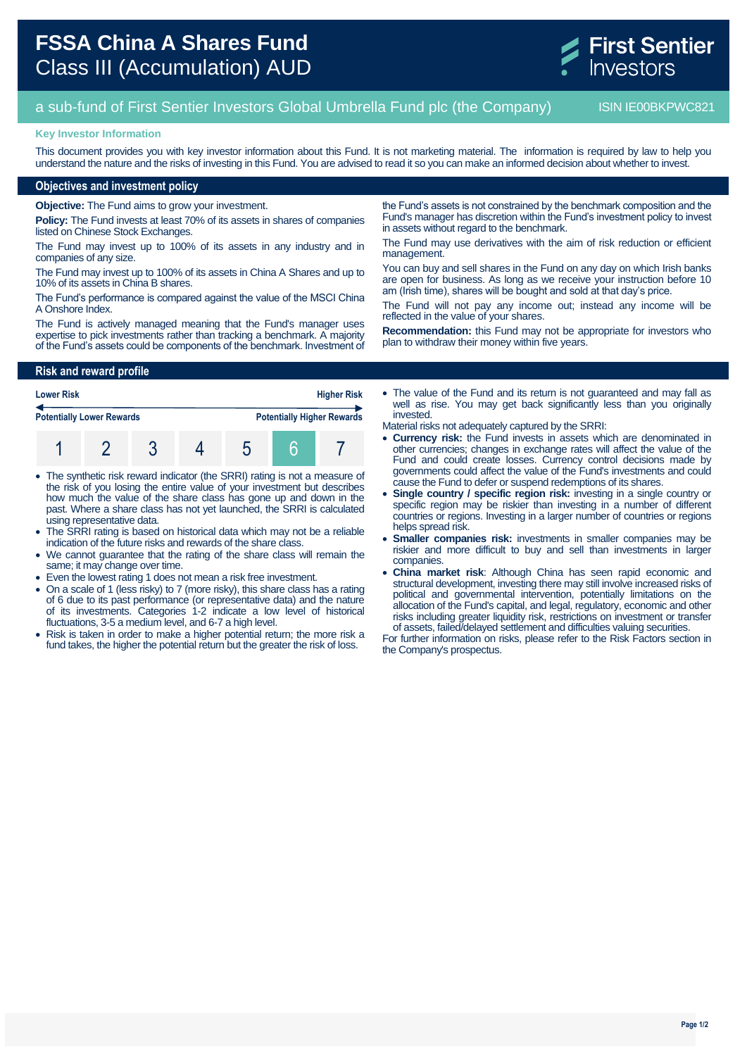# FSSA China A Shares Fund
## Class III (Accumulation) AUD

First Sentier Investors

a sub-fund of First Sentier Investors Global Umbrella Fund plc (the Company) ISIN IE00BKPWC821

**Key Investor Information**

This document provides you with key investor information about this Fund. It is not marketing material. The information is required by law to help you understand the nature and the risks of investing in this Fund. You are advised to read it so you can make an informed decision about whether to invest.

## Objectives and investment policy

**Objective:** The Fund aims to grow your investment.

**Policy:** The Fund invests at least 70% of its assets in shares of companies listed on Chinese Stock Exchanges.

The Fund may invest up to 100% of its assets in any industry and in companies of any size.

The Fund may invest up to 100% of its assets in China A Shares and up to 10% of its assets in China B shares.

The Fund's performance is compared against the value of the MSCI China A Onshore Index.

The Fund is actively managed meaning that the Fund's manager uses expertise to pick investments rather than tracking a benchmark. A majority of the Fund's assets could be components of the benchmark. Investment of the Fund's assets is not constrained by the benchmark composition and the Fund's manager has discretion within the Fund's investment policy to invest in assets without regard to the benchmark.

The Fund may use derivatives with the aim of risk reduction or efficient management.

You can buy and sell shares in the Fund on any day on which Irish banks are open for business. As long as we receive your instruction before 10 am (Irish time), shares will be bought and sold at that day's price.

The Fund will not pay any income out; instead any income will be reflected in the value of your shares.

**Recommendation:** this Fund may not be appropriate for investors who plan to withdraw their money within five years.

## Risk and reward profile

| Lower Risk | | | | | | Higher Risk |
|---|---|---|---|---|---|---|
| Potentially Lower Rewards | | | | | | Potentially Higher Rewards |
| 1 | 2 | 3 | 4 | 5 | **6** | 7 |

- The synthetic risk reward indicator (the SRRI) rating is not a measure of the risk of you losing the entire value of your investment but describes how much the value of the share class has gone up and down in the past. Where a share class has not yet launched, the SRRI is calculated using representative data.
- The SRRI rating is based on historical data which may not be a reliable indication of the future risks and rewards of the share class.
- We cannot guarantee that the rating of the share class will remain the same; it may change over time.
- Even the lowest rating 1 does not mean a risk free investment.
- On a scale of 1 (less risky) to 7 (more risky), this share class has a rating of 6 due to its past performance (or representative data) and the nature of its investments. Categories 1-2 indicate a low level of historical fluctuations, 3-5 a medium level, and 6-7 a high level.
- Risk is taken in order to make a higher potential return; the more risk a fund takes, the higher the potential return but the greater the risk of loss.
- The value of the Fund and its return is not guaranteed and may fall as well as rise. You may get back significantly less than you originally invested.

Material risks not adequately captured by the SRRI:

- **Currency risk:** the Fund invests in assets which are denominated in other currencies; changes in exchange rates will affect the value of the Fund and could create losses. Currency control decisions made by governments could affect the value of the Fund's investments and could cause the Fund to defer or suspend redemptions of its shares.
- **Single country / specific region risk:** investing in a single country or specific region may be riskier than investing in a number of different countries or regions. Investing in a larger number of countries or regions helps spread risk.
- **Smaller companies risk:** investments in smaller companies may be riskier and more difficult to buy and sell than investments in larger companies.
- **China market risk**: Although China has seen rapid economic and structural development, investing there may still involve increased risks of political and governmental intervention, potentially limitations on the allocation of the Fund's capital, and legal, regulatory, economic and other risks including greater liquidity risk, restrictions on investment or transfer of assets, failed/delayed settlement and difficulties valuing securities.

For further information on risks, please refer to the Risk Factors section in the Company's prospectus.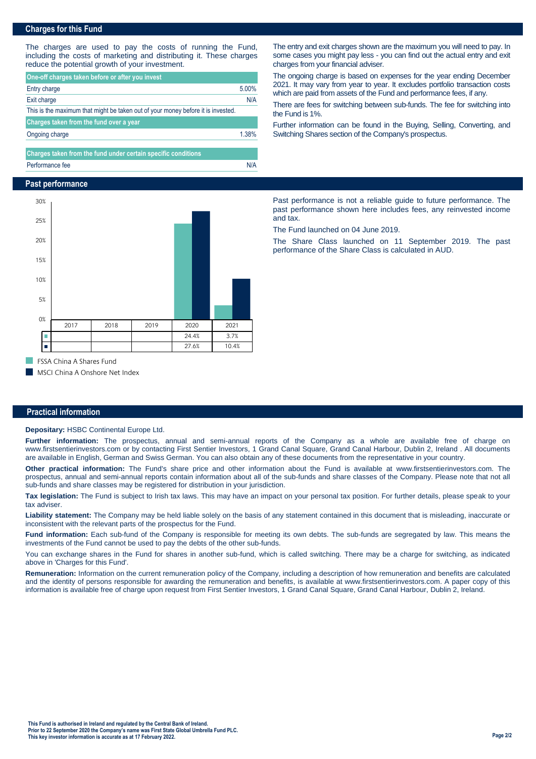## Charges for this Fund

The charges are used to pay the costs of running the Fund, including the costs of marketing and distributing it. These charges reduce the potential growth of your investment.

| One-off charges taken before or after you invest | |
|---|---|
| Entry charge | 5.00% |
| Exit charge | N/A |
| This is the maximum that might be taken out of your money before it is invested. | |
| **Charges taken from the fund over a year** | |
| Ongoing charge | 1.38% |
| **Charges taken from the fund under certain specific conditions** | |
| Performance fee | N/A |

The entry and exit charges shown are the maximum you will need to pay. In some cases you might pay less - you can find out the actual entry and exit charges from your financial adviser.

The ongoing charge is based on expenses for the year ending December 2021. It may vary from year to year. It excludes portfolio transaction costs which are paid from assets of the Fund and performance fees, if any.

There are fees for switching between sub-funds. The fee for switching into the Fund is 1%.

Further information can be found in the Buying, Selling, Converting, and Switching Shares section of the Company's prospectus.

## Past performance

30%
25%
20%
15%
10%
5%
0%

2017 2018 2019 2020 2021

FSSA China A Shares Fund: 2020: 24.4%, 2021: 3.7%

MSCI China A Onshore Net Index: 2020: 27.6%, 2021: 10.4%

Past performance is not a reliable guide to future performance. The past performance shown here includes fees, any reinvested income and tax.

The Fund launched on 04 June 2019.

The Share Class launched on 11 September 2019. The past performance of the Share Class is calculated in AUD.

## Practical information

**Depositary:** HSBC Continental Europe Ltd.

**Further information:** The prospectus, annual and semi-annual reports of the Company as a whole are available free of charge on www.firstsentierinvestors.com or by contacting First Sentier Investors, 1 Grand Canal Square, Grand Canal Harbour, Dublin 2, Ireland . All documents are available in English, German and Swiss German. You can also obtain any of these documents from the representative in your country.

**Other practical information:** The Fund's share price and other information about the Fund is available at www.firstsentierinvestors.com. The prospectus, annual and semi-annual reports contain information about all of the sub-funds and share classes of the Company. Please note that not all sub-funds and share classes may be registered for distribution in your jurisdiction.

**Tax legislation:** The Fund is subject to Irish tax laws. This may have an impact on your personal tax position. For further details, please speak to your tax adviser.

**Liability statement:** The Company may be held liable solely on the basis of any statement contained in this document that is misleading, inaccurate or inconsistent with the relevant parts of the prospectus for the Fund.

**Fund information:** Each sub-fund of the Company is responsible for meeting its own debts. The sub-funds are segregated by law. This means the investments of the Fund cannot be used to pay the debts of the other sub-funds.

You can exchange shares in the Fund for shares in another sub-fund, which is called switching. There may be a charge for switching, as indicated above in 'Charges for this Fund'.

**Remuneration:** Information on the current remuneration policy of the Company, including a description of how remuneration and benefits are calculated and the identity of persons responsible for awarding the remuneration and benefits, is available at www.firstsentierinvestors.com. A paper copy of this information is available free of charge upon request from First Sentier Investors, 1 Grand Canal Square, Grand Canal Harbour, Dublin 2, Ireland.

**This Fund is authorised in Ireland and regulated by the Central Bank of Ireland.**
**Prior to 22 September 2020 the Company's name was First State Global Umbrella Fund PLC.**
**This key investor information is accurate as at 17 February 2022.**